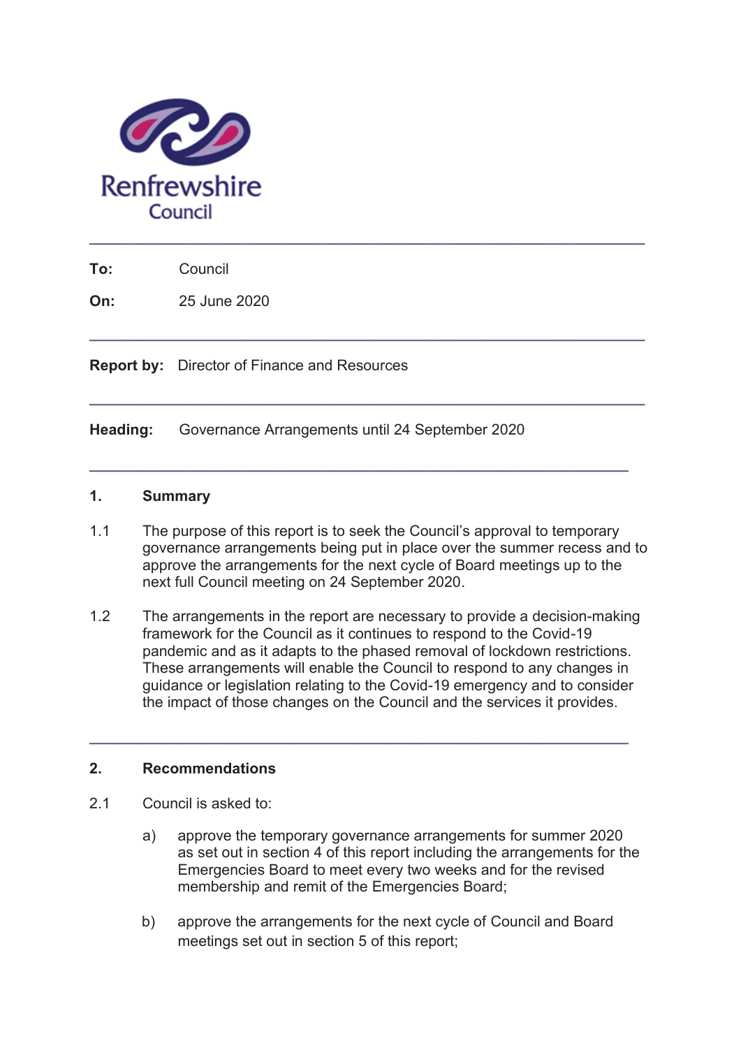Renfrewshire Council

---

**To:** Council

**On:** 25 June 2020

---

**Report by:** Director of Finance and Resources

---

**Heading:** Governance Arrangements until 24 September 2020

---

## 1. Summary

1.1 The purpose of this report is to seek the Council's approval to temporary governance arrangements being put in place over the summer recess and to approve the arrangements for the next cycle of Board meetings up to the next full Council meeting on 24 September 2020.

1.2 The arrangements in the report are necessary to provide a decision-making framework for the Council as it continues to respond to the Covid-19 pandemic and as it adapts to the phased removal of lockdown restrictions. These arrangements will enable the Council to respond to any changes in guidance or legislation relating to the Covid-19 emergency and to consider the impact of those changes on the Council and the services it provides.

---

## 2. Recommendations

2.1 Council is asked to:

a) approve the temporary governance arrangements for summer 2020 as set out in section 4 of this report including the arrangements for the Emergencies Board to meet every two weeks and for the revised membership and remit of the Emergencies Board;

b) approve the arrangements for the next cycle of Council and Board meetings set out in section 5 of this report;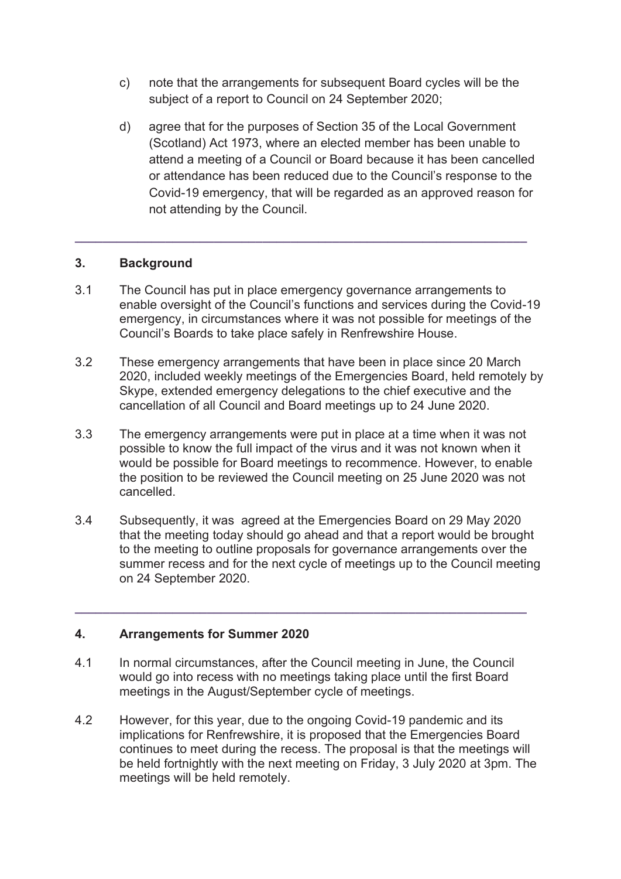c) note that the arrangements for subsequent Board cycles will be the subject of a report to Council on 24 September 2020;

d) agree that for the purposes of Section 35 of the Local Government (Scotland) Act 1973, where an elected member has been unable to attend a meeting of a Council or Board because it has been cancelled or attendance has been reduced due to the Council's response to the Covid-19 emergency, that will be regarded as an approved reason for not attending by the Council.

---

## 3. Background

3.1 The Council has put in place emergency governance arrangements to enable oversight of the Council's functions and services during the Covid-19 emergency, in circumstances where it was not possible for meetings of the Council's Boards to take place safely in Renfrewshire House.

3.2 These emergency arrangements that have been in place since 20 March 2020, included weekly meetings of the Emergencies Board, held remotely by Skype, extended emergency delegations to the chief executive and the cancellation of all Council and Board meetings up to 24 June 2020.

3.3 The emergency arrangements were put in place at a time when it was not possible to know the full impact of the virus and it was not known when it would be possible for Board meetings to recommence. However, to enable the position to be reviewed the Council meeting on 25 June 2020 was not cancelled.

3.4 Subsequently, it was agreed at the Emergencies Board on 29 May 2020 that the meeting today should go ahead and that a report would be brought to the meeting to outline proposals for governance arrangements over the summer recess and for the next cycle of meetings up to the Council meeting on 24 September 2020.

---

## 4. Arrangements for Summer 2020

4.1 In normal circumstances, after the Council meeting in June, the Council would go into recess with no meetings taking place until the first Board meetings in the August/September cycle of meetings.

4.2 However, for this year, due to the ongoing Covid-19 pandemic and its implications for Renfrewshire, it is proposed that the Emergencies Board continues to meet during the recess. The proposal is that the meetings will be held fortnightly with the next meeting on Friday, 3 July 2020 at 3pm. The meetings will be held remotely.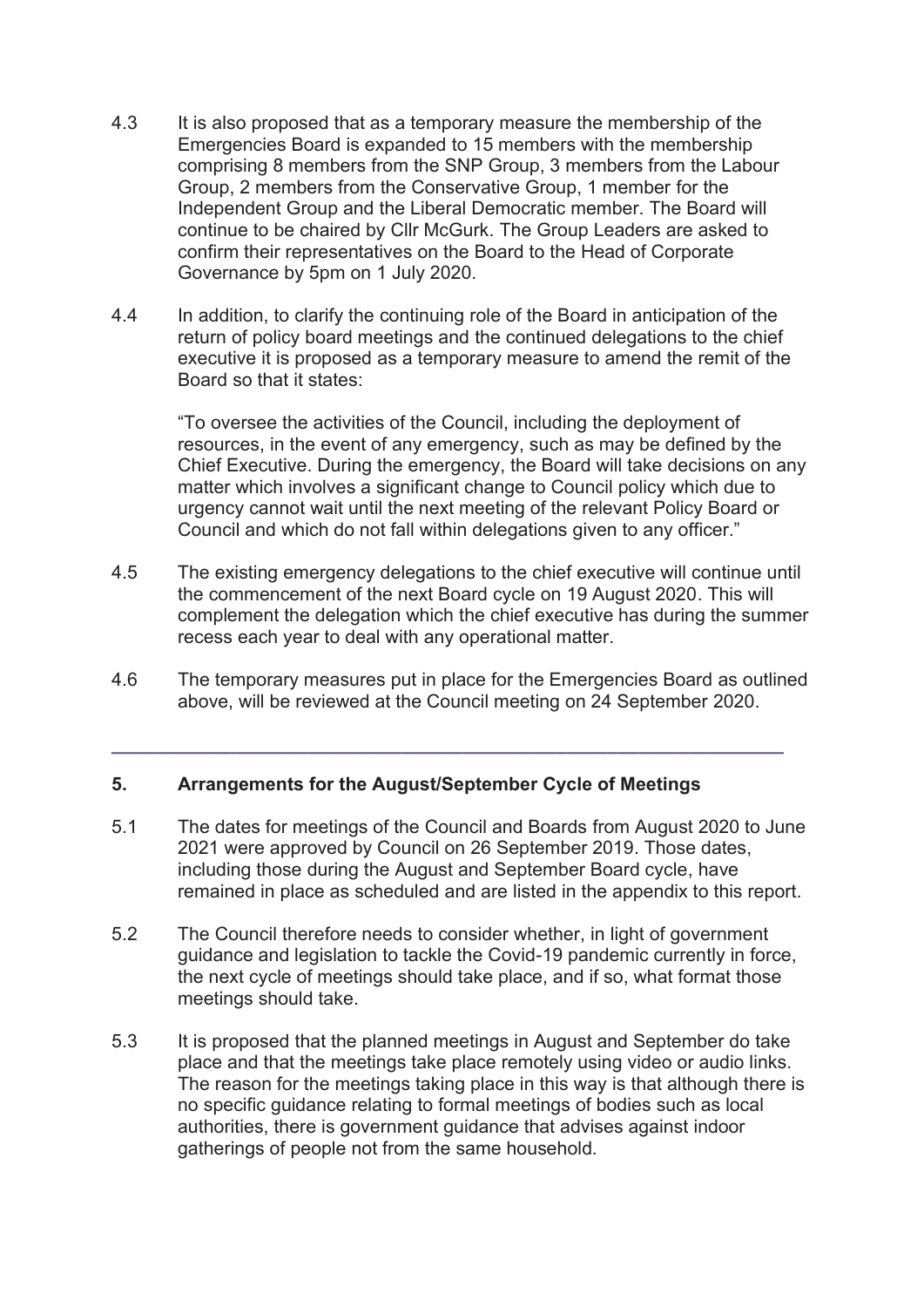4.3 It is also proposed that as a temporary measure the membership of the Emergencies Board is expanded to 15 members with the membership comprising 8 members from the SNP Group, 3 members from the Labour Group, 2 members from the Conservative Group, 1 member for the Independent Group and the Liberal Democratic member. The Board will continue to be chaired by Cllr McGurk. The Group Leaders are asked to confirm their representatives on the Board to the Head of Corporate Governance by 5pm on 1 July 2020.

4.4 In addition, to clarify the continuing role of the Board in anticipation of the return of policy board meetings and the continued delegations to the chief executive it is proposed as a temporary measure to amend the remit of the Board so that it states:

> "To oversee the activities of the Council, including the deployment of resources, in the event of any emergency, such as may be defined by the Chief Executive. During the emergency, the Board will take decisions on any matter which involves a significant change to Council policy which due to urgency cannot wait until the next meeting of the relevant Policy Board or Council and which do not fall within delegations given to any officer."

4.5 The existing emergency delegations to the chief executive will continue until the commencement of the next Board cycle on 19 August 2020. This will complement the delegation which the chief executive has during the summer recess each year to deal with any operational matter.

4.6 The temporary measures put in place for the Emergencies Board as outlined above, will be reviewed at the Council meeting on 24 September 2020.

---

## 5. Arrangements for the August/September Cycle of Meetings

5.1 The dates for meetings of the Council and Boards from August 2020 to June 2021 were approved by Council on 26 September 2019. Those dates, including those during the August and September Board cycle, have remained in place as scheduled and are listed in the appendix to this report.

5.2 The Council therefore needs to consider whether, in light of government guidance and legislation to tackle the Covid-19 pandemic currently in force, the next cycle of meetings should take place, and if so, what format those meetings should take.

5.3 It is proposed that the planned meetings in August and September do take place and that the meetings take place remotely using video or audio links. The reason for the meetings taking place in this way is that although there is no specific guidance relating to formal meetings of bodies such as local authorities, there is government guidance that advises against indoor gatherings of people not from the same household.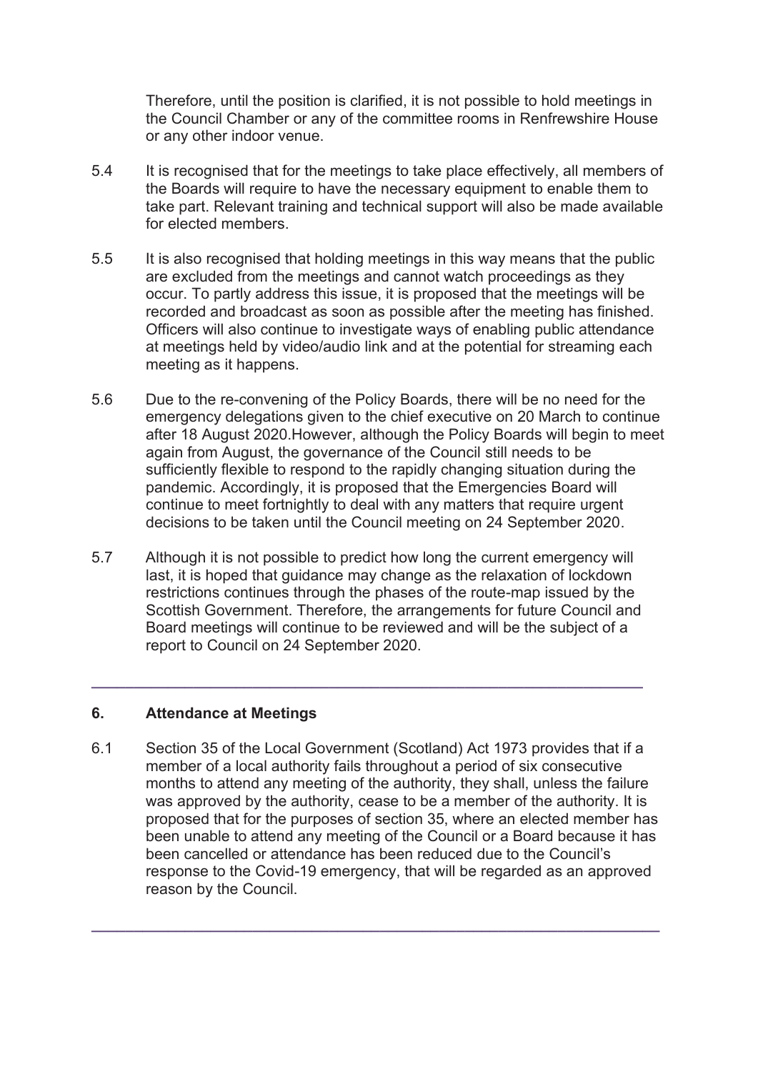Therefore, until the position is clarified, it is not possible to hold meetings in the Council Chamber or any of the committee rooms in Renfrewshire House or any other indoor venue.

5.4 It is recognised that for the meetings to take place effectively, all members of the Boards will require to have the necessary equipment to enable them to take part. Relevant training and technical support will also be made available for elected members.

5.5 It is also recognised that holding meetings in this way means that the public are excluded from the meetings and cannot watch proceedings as they occur. To partly address this issue, it is proposed that the meetings will be recorded and broadcast as soon as possible after the meeting has finished. Officers will also continue to investigate ways of enabling public attendance at meetings held by video/audio link and at the potential for streaming each meeting as it happens.

5.6 Due to the re-convening of the Policy Boards, there will be no need for the emergency delegations given to the chief executive on 20 March to continue after 18 August 2020.However, although the Policy Boards will begin to meet again from August, the governance of the Council still needs to be sufficiently flexible to respond to the rapidly changing situation during the pandemic. Accordingly, it is proposed that the Emergencies Board will continue to meet fortnightly to deal with any matters that require urgent decisions to be taken until the Council meeting on 24 September 2020.

5.7 Although it is not possible to predict how long the current emergency will last, it is hoped that guidance may change as the relaxation of lockdown restrictions continues through the phases of the route-map issued by the Scottish Government. Therefore, the arrangements for future Council and Board meetings will continue to be reviewed and will be the subject of a report to Council on 24 September 2020.

---

## 6. Attendance at Meetings

6.1 Section 35 of the Local Government (Scotland) Act 1973 provides that if a member of a local authority fails throughout a period of six consecutive months to attend any meeting of the authority, they shall, unless the failure was approved by the authority, cease to be a member of the authority. It is proposed that for the purposes of section 35, where an elected member has been unable to attend any meeting of the Council or a Board because it has been cancelled or attendance has been reduced due to the Council's response to the Covid-19 emergency, that will be regarded as an approved reason by the Council.

---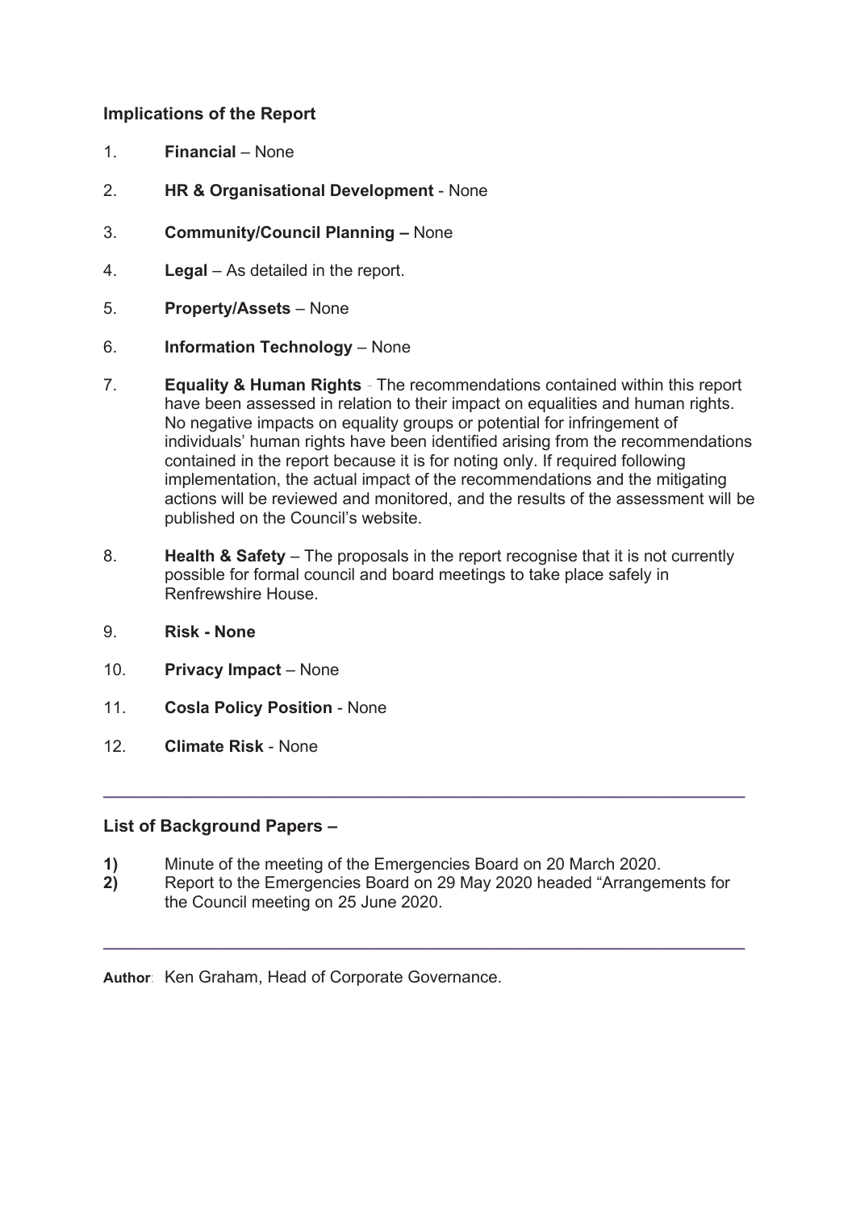### Implications of the Report

1. **Financial** – None
2. **HR & Organisational Development** - None
3. **Community/Council Planning –** None
4. **Legal** – As detailed in the report.
5. **Property/Assets** – None
6. **Information Technology** – None
7. **Equality & Human Rights** - The recommendations contained within this report have been assessed in relation to their impact on equalities and human rights. No negative impacts on equality groups or potential for infringement of individuals' human rights have been identified arising from the recommendations contained in the report because it is for noting only. If required following implementation, the actual impact of the recommendations and the mitigating actions will be reviewed and monitored, and the results of the assessment will be published on the Council's website.
8. **Health & Safety** – The proposals in the report recognise that it is not currently possible for formal council and board meetings to take place safely in Renfrewshire House.
9. **Risk - None**
10. **Privacy Impact** – None
11. **Cosla Policy Position** - None
12. **Climate Risk** - None

---

### List of Background Papers –

**1)** Minute of the meeting of the Emergencies Board on 20 March 2020.
**2)** Report to the Emergencies Board on 29 May 2020 headed "Arrangements for the Council meeting on 25 June 2020.

---

**Author**: Ken Graham, Head of Corporate Governance.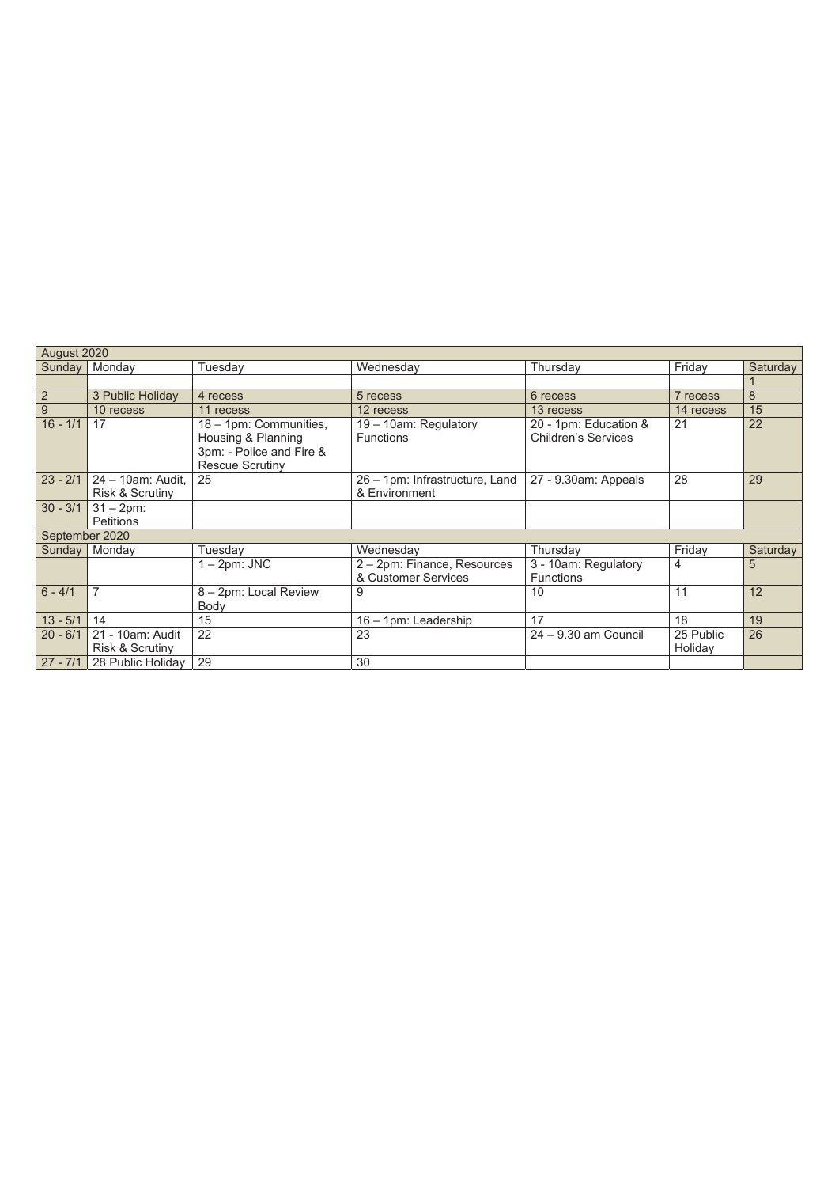| August 2020 | | | | | | |
|---|---|---|---|---|---|---|
| Sunday | Monday | Tuesday | Wednesday | Thursday | Friday | Saturday |
| | | | | | | 1 |
| 2 | 3 Public Holiday | 4 recess | 5 recess | 6 recess | 7 recess | 8 |
| 9 | 10 recess | 11 recess | 12 recess | 13 recess | 14 recess | 15 |
| 16 - 1/1 | 17 | 18 – 1pm: Communities, Housing & Planning<br>3pm: - Police and Fire & Rescue Scrutiny | 19 – 10am: Regulatory Functions | 20 - 1pm: Education & Children's Services | 21 | 22 |
| 23 - 2/1 | 24 – 10am: Audit, Risk & Scrutiny | 25 | 26 – 1pm: Infrastructure, Land & Environment | 27 - 9.30am: Appeals | 28 | 29 |
| 30 - 3/1 | 31 – 2pm: Petitions | | | | | |
| **September 2020** | | | | | | |
| Sunday | Monday | Tuesday | Wednesday | Thursday | Friday | Saturday |
| | | 1 – 2pm: JNC | 2 – 2pm: Finance, Resources & Customer Services | 3 - 10am: Regulatory Functions | 4 | 5 |
| 6 - 4/1 | 7 | 8 – 2pm: Local Review Body | 9 | 10 | 11 | 12 |
| 13 - 5/1 | 14 | 15 | 16 – 1pm: Leadership | 17 | 18 | 19 |
| 20 - 6/1 | 21 - 10am: Audit Risk & Scrutiny | 22 | 23 | 24 – 9.30 am Council | 25 Public Holiday | 26 |
| 27 - 7/1 | 28 Public Holiday | 29 | 30 | | | |